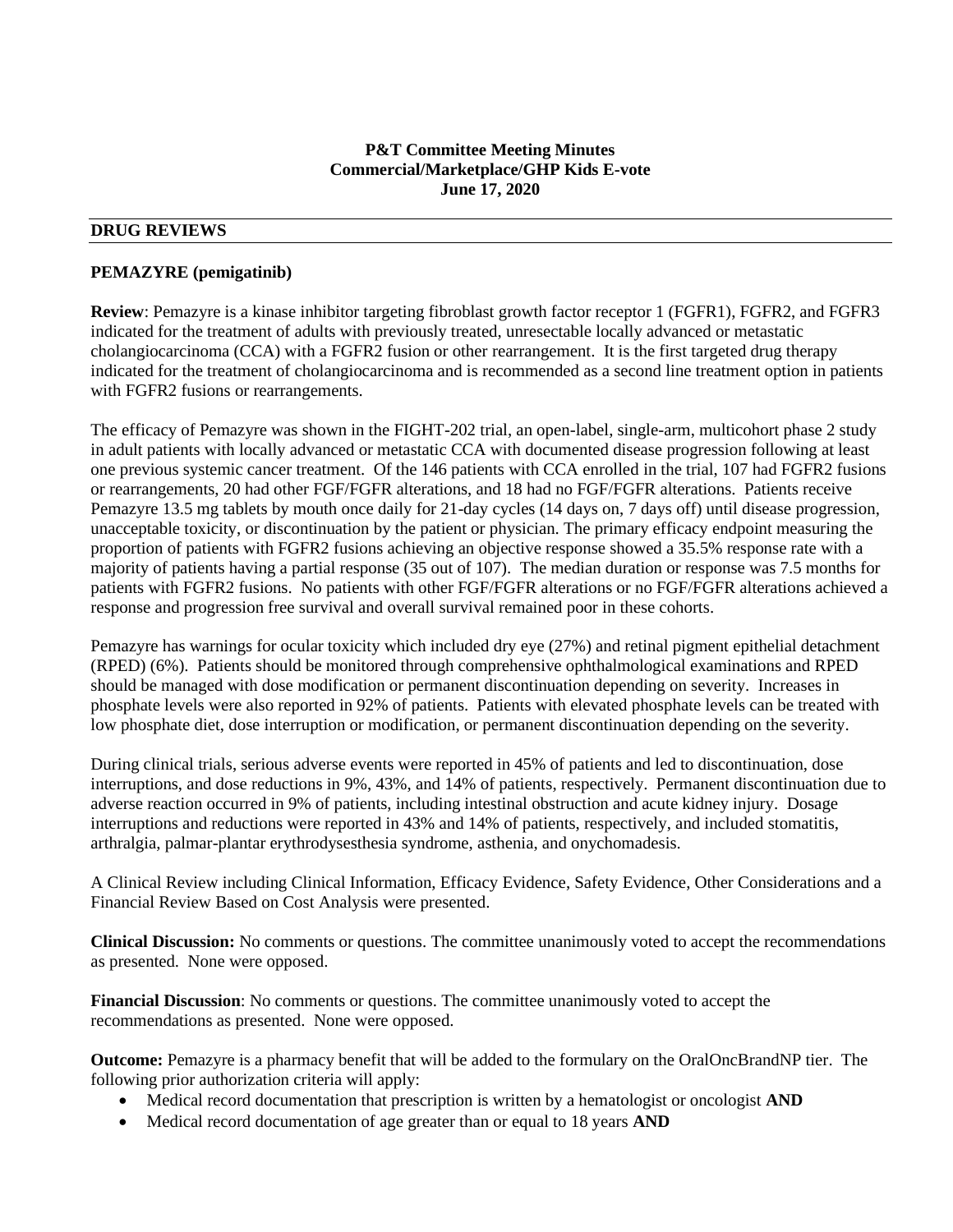**P&T Committee Meeting Minutes**
**Commercial/Marketplace/GHP Kids E-vote**
**June 17, 2020**

## DRUG REVIEWS

### PEMAZYRE (pemigatinib)

**Review**: Pemazyre is a kinase inhibitor targeting fibroblast growth factor receptor 1 (FGFR1), FGFR2, and FGFR3 indicated for the treatment of adults with previously treated, unresectable locally advanced or metastatic cholangiocarcinoma (CCA) with a FGFR2 fusion or other rearrangement. It is the first targeted drug therapy indicated for the treatment of cholangiocarcinoma and is recommended as a second line treatment option in patients with FGFR2 fusions or rearrangements.

The efficacy of Pemazyre was shown in the FIGHT-202 trial, an open-label, single-arm, multicohort phase 2 study in adult patients with locally advanced or metastatic CCA with documented disease progression following at least one previous systemic cancer treatment. Of the 146 patients with CCA enrolled in the trial, 107 had FGFR2 fusions or rearrangements, 20 had other FGF/FGFR alterations, and 18 had no FGF/FGFR alterations. Patients receive Pemazyre 13.5 mg tablets by mouth once daily for 21-day cycles (14 days on, 7 days off) until disease progression, unacceptable toxicity, or discontinuation by the patient or physician. The primary efficacy endpoint measuring the proportion of patients with FGFR2 fusions achieving an objective response showed a 35.5% response rate with a majority of patients having a partial response (35 out of 107). The median duration or response was 7.5 months for patients with FGFR2 fusions. No patients with other FGF/FGFR alterations or no FGF/FGFR alterations achieved a response and progression free survival and overall survival remained poor in these cohorts.

Pemazyre has warnings for ocular toxicity which included dry eye (27%) and retinal pigment epithelial detachment (RPED) (6%). Patients should be monitored through comprehensive ophthalmological examinations and RPED should be managed with dose modification or permanent discontinuation depending on severity. Increases in phosphate levels were also reported in 92% of patients. Patients with elevated phosphate levels can be treated with low phosphate diet, dose interruption or modification, or permanent discontinuation depending on the severity.

During clinical trials, serious adverse events were reported in 45% of patients and led to discontinuation, dose interruptions, and dose reductions in 9%, 43%, and 14% of patients, respectively. Permanent discontinuation due to adverse reaction occurred in 9% of patients, including intestinal obstruction and acute kidney injury. Dosage interruptions and reductions were reported in 43% and 14% of patients, respectively, and included stomatitis, arthralgia, palmar-plantar erythrodysesthesia syndrome, asthenia, and onychomadesis.

A Clinical Review including Clinical Information, Efficacy Evidence, Safety Evidence, Other Considerations and a Financial Review Based on Cost Analysis were presented.

**Clinical Discussion:** No comments or questions. The committee unanimously voted to accept the recommendations as presented. None were opposed.

**Financial Discussion**: No comments or questions. The committee unanimously voted to accept the recommendations as presented. None were opposed.

**Outcome:** Pemazyre is a pharmacy benefit that will be added to the formulary on the OralOncBrandNP tier. The following prior authorization criteria will apply:

- Medical record documentation that prescription is written by a hematologist or oncologist **AND**
- Medical record documentation of age greater than or equal to 18 years **AND**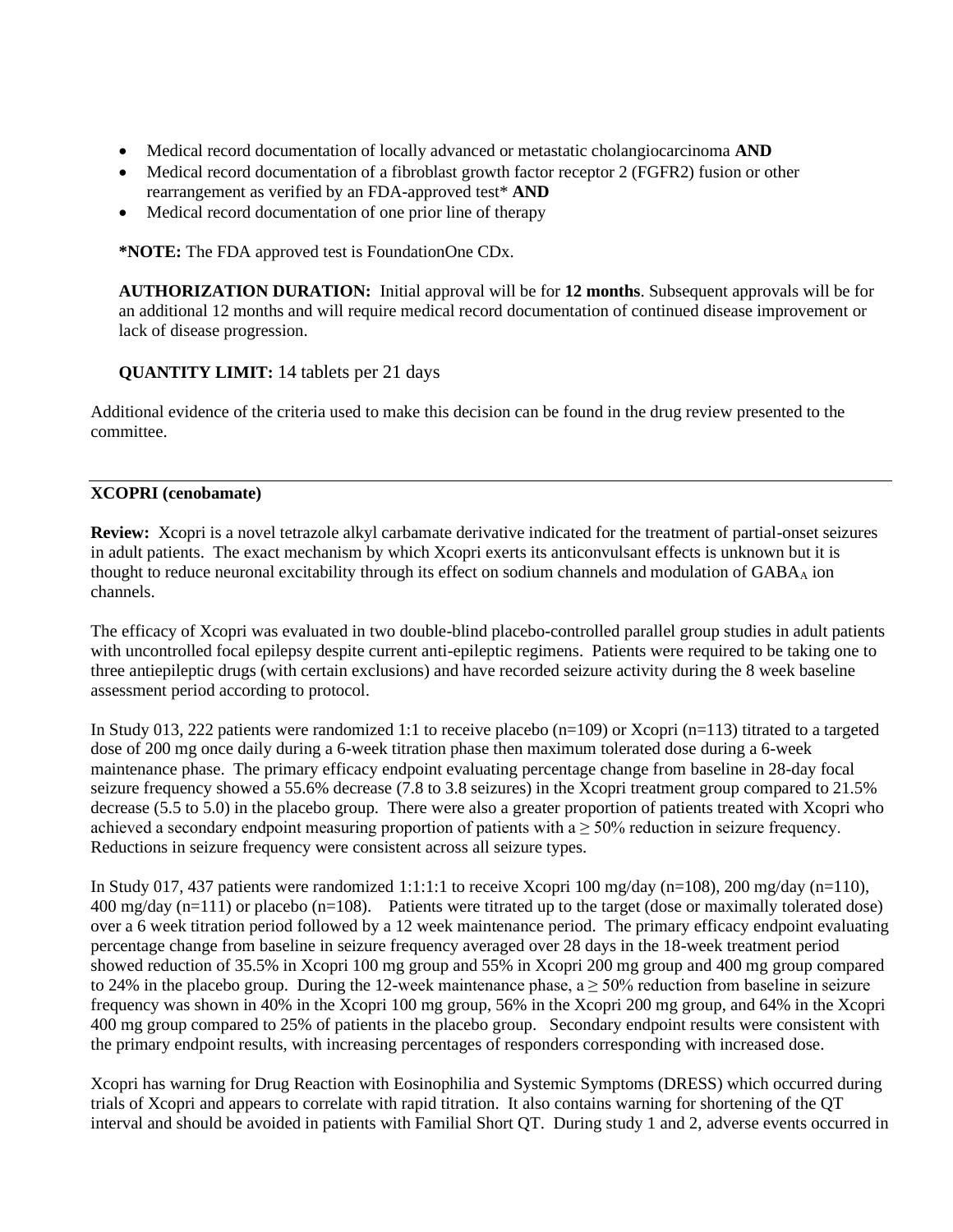- Medical record documentation of locally advanced or metastatic cholangiocarcinoma **AND**
- Medical record documentation of a fibroblast growth factor receptor 2 (FGFR2) fusion or other rearrangement as verified by an FDA-approved test* **AND**
- Medical record documentation of one prior line of therapy

**\*NOTE:** The FDA approved test is FoundationOne CDx.

**AUTHORIZATION DURATION:** Initial approval will be for **12 months**. Subsequent approvals will be for an additional 12 months and will require medical record documentation of continued disease improvement or lack of disease progression.

**QUANTITY LIMIT:** 14 tablets per 21 days

Additional evidence of the criteria used to make this decision can be found in the drug review presented to the committee.

---

**XCOPRI (cenobamate)**

**Review:** Xcopri is a novel tetrazole alkyl carbamate derivative indicated for the treatment of partial-onset seizures in adult patients. The exact mechanism by which Xcopri exerts its anticonvulsant effects is unknown but it is thought to reduce neuronal excitability through its effect on sodium channels and modulation of $GABA_A$ ion channels.

The efficacy of Xcopri was evaluated in two double-blind placebo-controlled parallel group studies in adult patients with uncontrolled focal epilepsy despite current anti-epileptic regimens. Patients were required to be taking one to three antiepileptic drugs (with certain exclusions) and have recorded seizure activity during the 8 week baseline assessment period according to protocol.

In Study 013, 222 patients were randomized 1:1 to receive placebo (n=109) or Xcopri (n=113) titrated to a targeted dose of 200 mg once daily during a 6-week titration phase then maximum tolerated dose during a 6-week maintenance phase. The primary efficacy endpoint evaluating percentage change from baseline in 28-day focal seizure frequency showed a 55.6% decrease (7.8 to 3.8 seizures) in the Xcopri treatment group compared to 21.5% decrease (5.5 to 5.0) in the placebo group. There were also a greater proportion of patients treated with Xcopri who achieved a secondary endpoint measuring proportion of patients with a ≥ 50% reduction in seizure frequency. Reductions in seizure frequency were consistent across all seizure types.

In Study 017, 437 patients were randomized 1:1:1:1 to receive Xcopri 100 mg/day (n=108), 200 mg/day (n=110), 400 mg/day (n=111) or placebo (n=108). Patients were titrated up to the target (dose or maximally tolerated dose) over a 6 week titration period followed by a 12 week maintenance period. The primary efficacy endpoint evaluating percentage change from baseline in seizure frequency averaged over 28 days in the 18-week treatment period showed reduction of 35.5% in Xcopri 100 mg group and 55% in Xcopri 200 mg group and 400 mg group compared to 24% in the placebo group. During the 12-week maintenance phase, a ≥ 50% reduction from baseline in seizure frequency was shown in 40% in the Xcopri 100 mg group, 56% in the Xcopri 200 mg group, and 64% in the Xcopri 400 mg group compared to 25% of patients in the placebo group. Secondary endpoint results were consistent with the primary endpoint results, with increasing percentages of responders corresponding with increased dose.

Xcopri has warning for Drug Reaction with Eosinophilia and Systemic Symptoms (DRESS) which occurred during trials of Xcopri and appears to correlate with rapid titration. It also contains warning for shortening of the QT interval and should be avoided in patients with Familial Short QT. During study 1 and 2, adverse events occurred in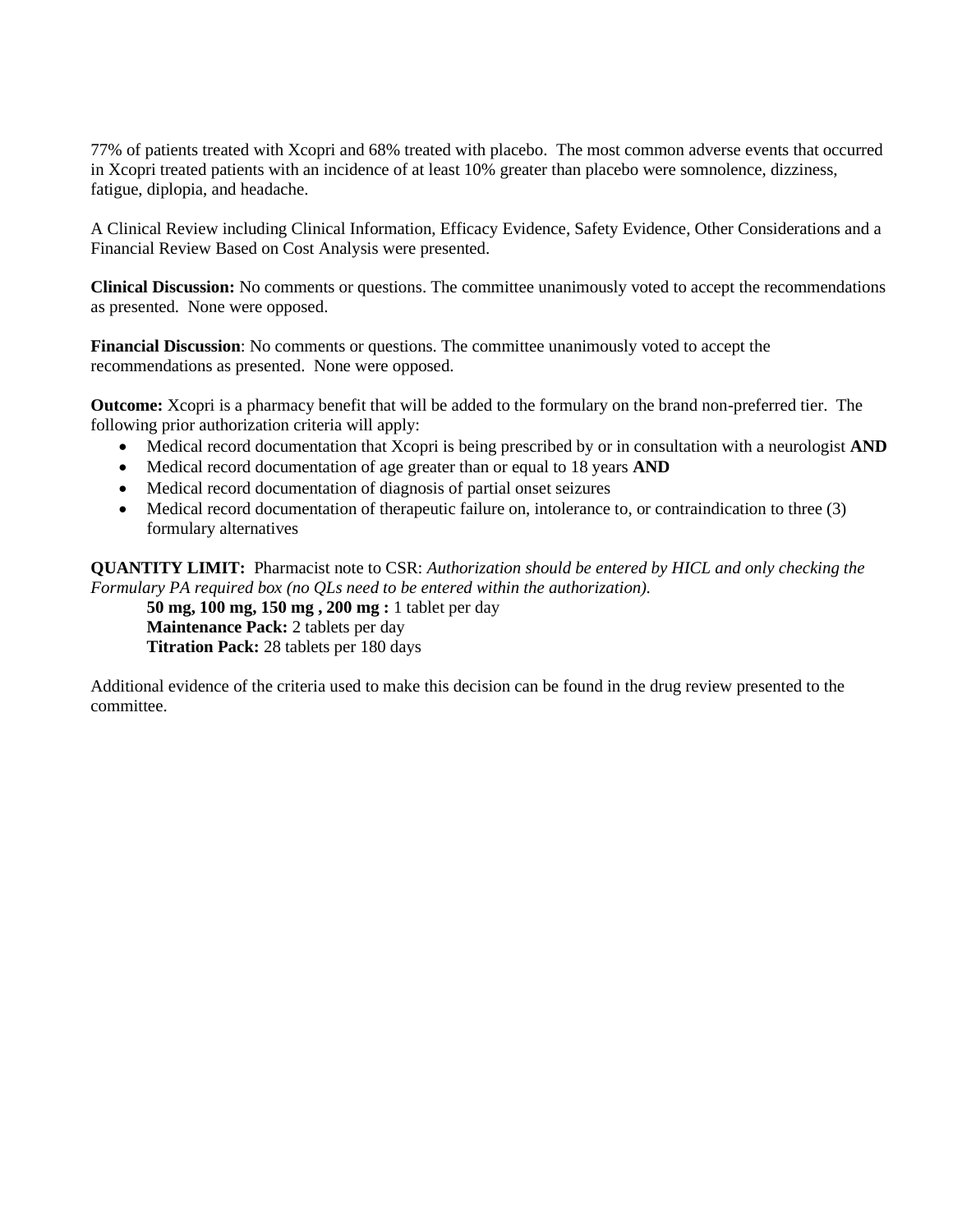77% of patients treated with Xcopri and 68% treated with placebo. The most common adverse events that occurred in Xcopri treated patients with an incidence of at least 10% greater than placebo were somnolence, dizziness, fatigue, diplopia, and headache.

A Clinical Review including Clinical Information, Efficacy Evidence, Safety Evidence, Other Considerations and a Financial Review Based on Cost Analysis were presented.

**Clinical Discussion:** No comments or questions. The committee unanimously voted to accept the recommendations as presented. None were opposed.

**Financial Discussion**: No comments or questions. The committee unanimously voted to accept the recommendations as presented. None were opposed.

**Outcome:** Xcopri is a pharmacy benefit that will be added to the formulary on the brand non-preferred tier. The following prior authorization criteria will apply:

- Medical record documentation that Xcopri is being prescribed by or in consultation with a neurologist **AND**
- Medical record documentation of age greater than or equal to 18 years **AND**
- Medical record documentation of diagnosis of partial onset seizures
- Medical record documentation of therapeutic failure on, intolerance to, or contraindication to three (3) formulary alternatives

**QUANTITY LIMIT:** Pharmacist note to CSR: *Authorization should be entered by HICL and only checking the Formulary PA required box (no QLs need to be entered within the authorization).*

**50 mg, 100 mg, 150 mg , 200 mg :** 1 tablet per day
**Maintenance Pack:** 2 tablets per day
**Titration Pack:** 28 tablets per 180 days

Additional evidence of the criteria used to make this decision can be found in the drug review presented to the committee.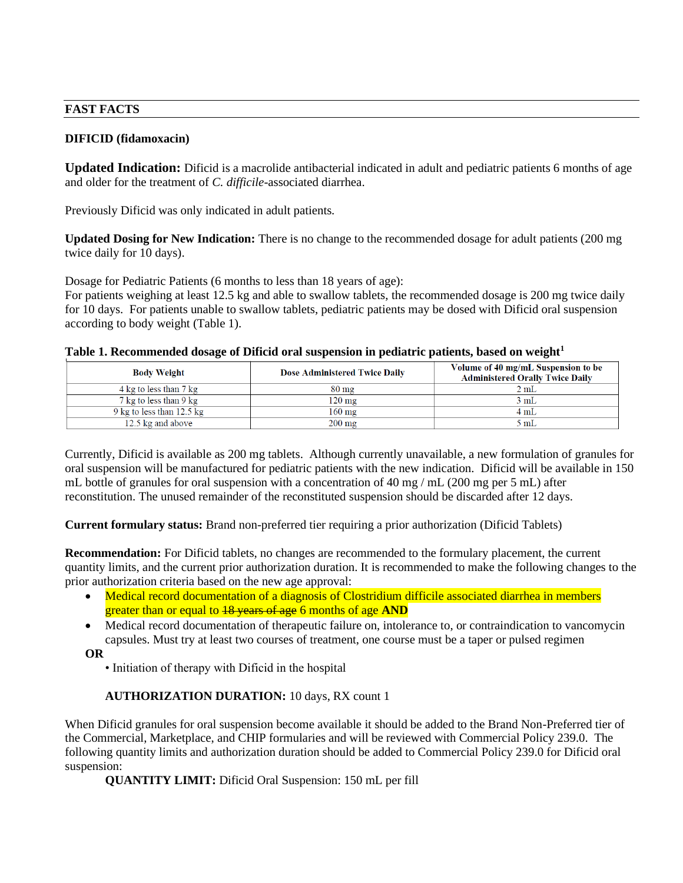## FAST FACTS

**DIFICID (fidamoxacin)**

**Updated Indication:** Dificid is a macrolide antibacterial indicated in adult and pediatric patients 6 months of age and older for the treatment of *C. difficile*-associated diarrhea.

Previously Dificid was only indicated in adult patients.

**Updated Dosing for New Indication:** There is no change to the recommended dosage for adult patients (200 mg twice daily for 10 days).

Dosage for Pediatric Patients (6 months to less than 18 years of age):
For patients weighing at least 12.5 kg and able to swallow tablets, the recommended dosage is 200 mg twice daily for 10 days. For patients unable to swallow tablets, pediatric patients may be dosed with Dificid oral suspension according to body weight (Table 1).

**Table 1. Recommended dosage of Dificid oral suspension in pediatric patients, based on weight[1]**

| Body Weight | Dose Administered Twice Daily | Volume of 40 mg/mL Suspension to be Administered Orally Twice Daily |
|---|---|---|
| 4 kg to less than 7 kg | 80 mg | 2 mL |
| 7 kg to less than 9 kg | 120 mg | 3 mL |
| 9 kg to less than 12.5 kg | 160 mg | 4 mL |
| 12.5 kg and above | 200 mg | 5 mL |

Currently, Dificid is available as 200 mg tablets. Although currently unavailable, a new formulation of granules for oral suspension will be manufactured for pediatric patients with the new indication. Dificid will be available in 150 mL bottle of granules for oral suspension with a concentration of 40 mg / mL (200 mg per 5 mL) after reconstitution. The unused remainder of the reconstituted suspension should be discarded after 12 days.

**Current formulary status:** Brand non-preferred tier requiring a prior authorization (Dificid Tablets)

**Recommendation:** For Dificid tablets, no changes are recommended to the formulary placement, the current quantity limits, and the current prior authorization duration. It is recommended to make the following changes to the prior authorization criteria based on the new age approval:

- Medical record documentation of a diagnosis of Clostridium difficile associated diarrhea in members greater than or equal to ~~18 years of age~~ 6 months of age **AND**
- Medical record documentation of therapeutic failure on, intolerance to, or contraindication to vancomycin capsules. Must try at least two courses of treatment, one course must be a taper or pulsed regimen

**OR**

- Initiation of therapy with Dificid in the hospital

**AUTHORIZATION DURATION:** 10 days, RX count 1

When Dificid granules for oral suspension become available it should be added to the Brand Non-Preferred tier of the Commercial, Marketplace, and CHIP formularies and will be reviewed with Commercial Policy 239.0. The following quantity limits and authorization duration should be added to Commercial Policy 239.0 for Dificid oral suspension:

**QUANTITY LIMIT:** Dificid Oral Suspension: 150 mL per fill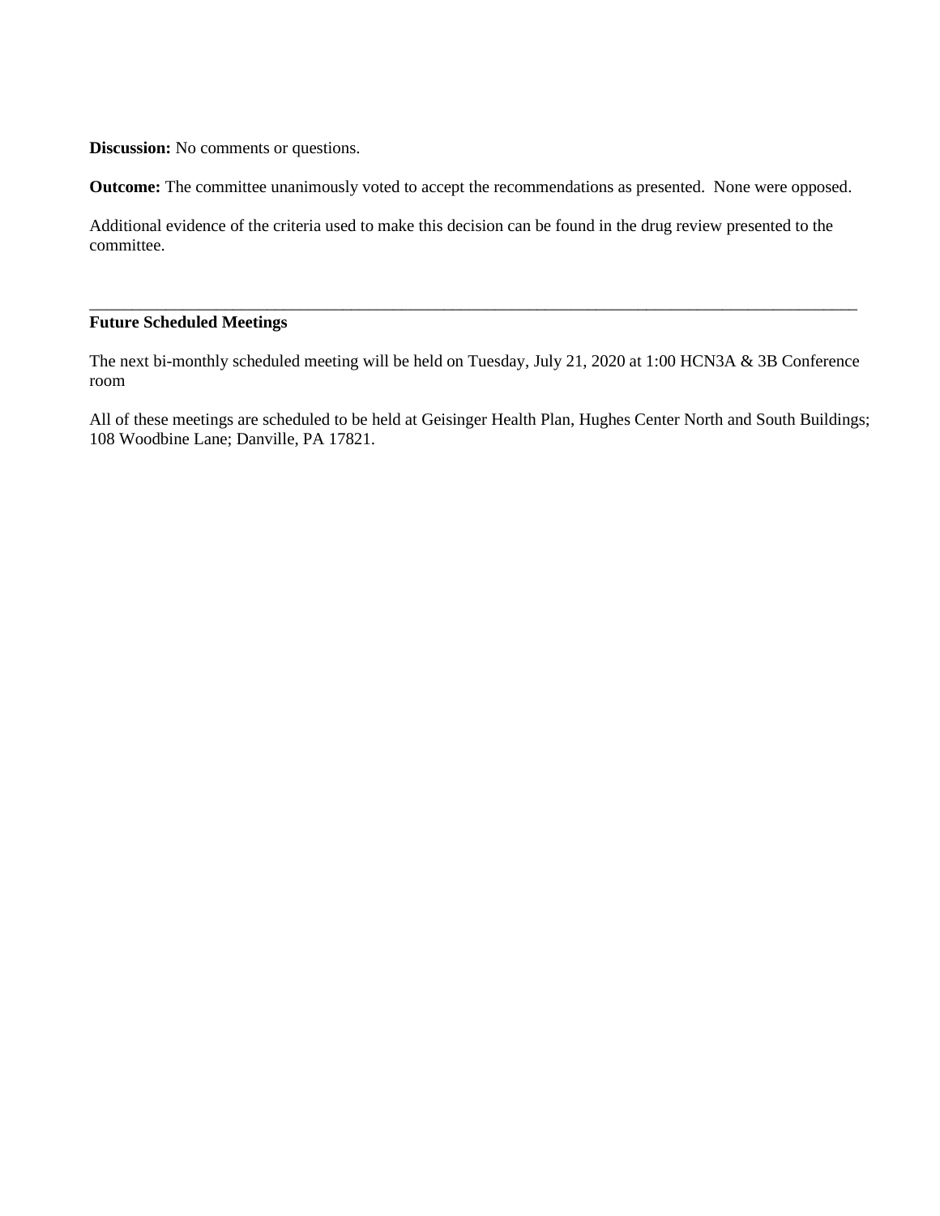**Discussion:** No comments or questions.

**Outcome:** The committee unanimously voted to accept the recommendations as presented. None were opposed.

Additional evidence of the criteria used to make this decision can be found in the drug review presented to the committee.

---

**Future Scheduled Meetings**

The next bi-monthly scheduled meeting will be held on Tuesday, July 21, 2020 at 1:00 HCN3A & 3B Conference room

All of these meetings are scheduled to be held at Geisinger Health Plan, Hughes Center North and South Buildings; 108 Woodbine Lane; Danville, PA 17821.